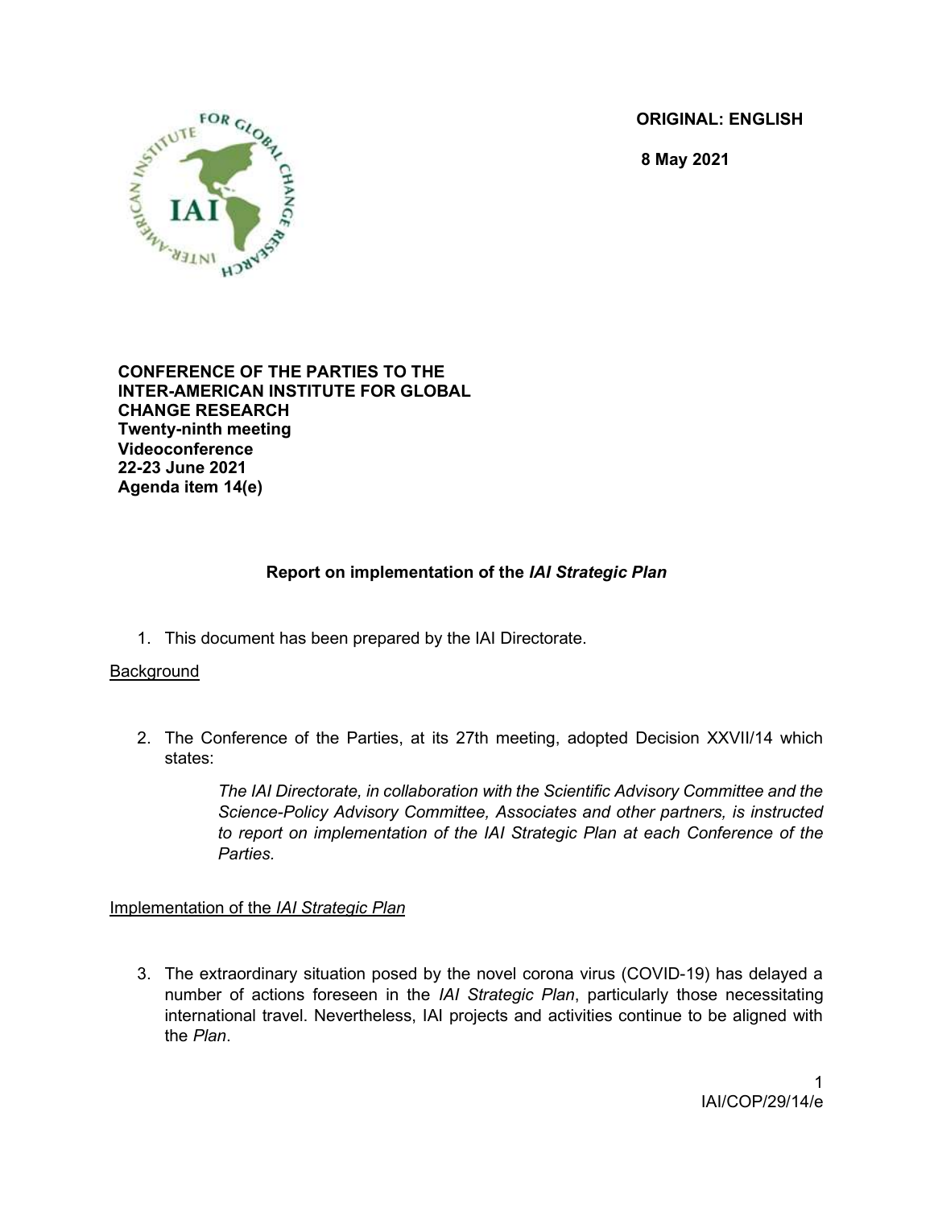ORIGINAL: ENGLISH

8 May 2021

**CONFERENCE OF THE PARTIES TO THE INTER-AMERICAN INSTITUTE FOR GLOBAL CHANGE RESEARCH**
**Twenty-ninth meeting**
**Videoconference**
**22-23 June 2021**
**Agenda item 14(e)**

# Report on implementation of the *IAI Strategic Plan*

1. This document has been prepared by the IAI Directorate.

## Background

2. The Conference of the Parties, at its 27th meeting, adopted Decision XXVII/14 which states:

    *The IAI Directorate, in collaboration with the Scientific Advisory Committee and the Science-Policy Advisory Committee, Associates and other partners, is instructed to report on implementation of the IAI Strategic Plan at each Conference of the Parties.*

## Implementation of the *IAI Strategic Plan*

3. The extraordinary situation posed by the novel corona virus (COVID-19) has delayed a number of actions foreseen in the *IAI Strategic Plan*, particularly those necessitating international travel. Nevertheless, IAI projects and activities continue to be aligned with the *Plan*.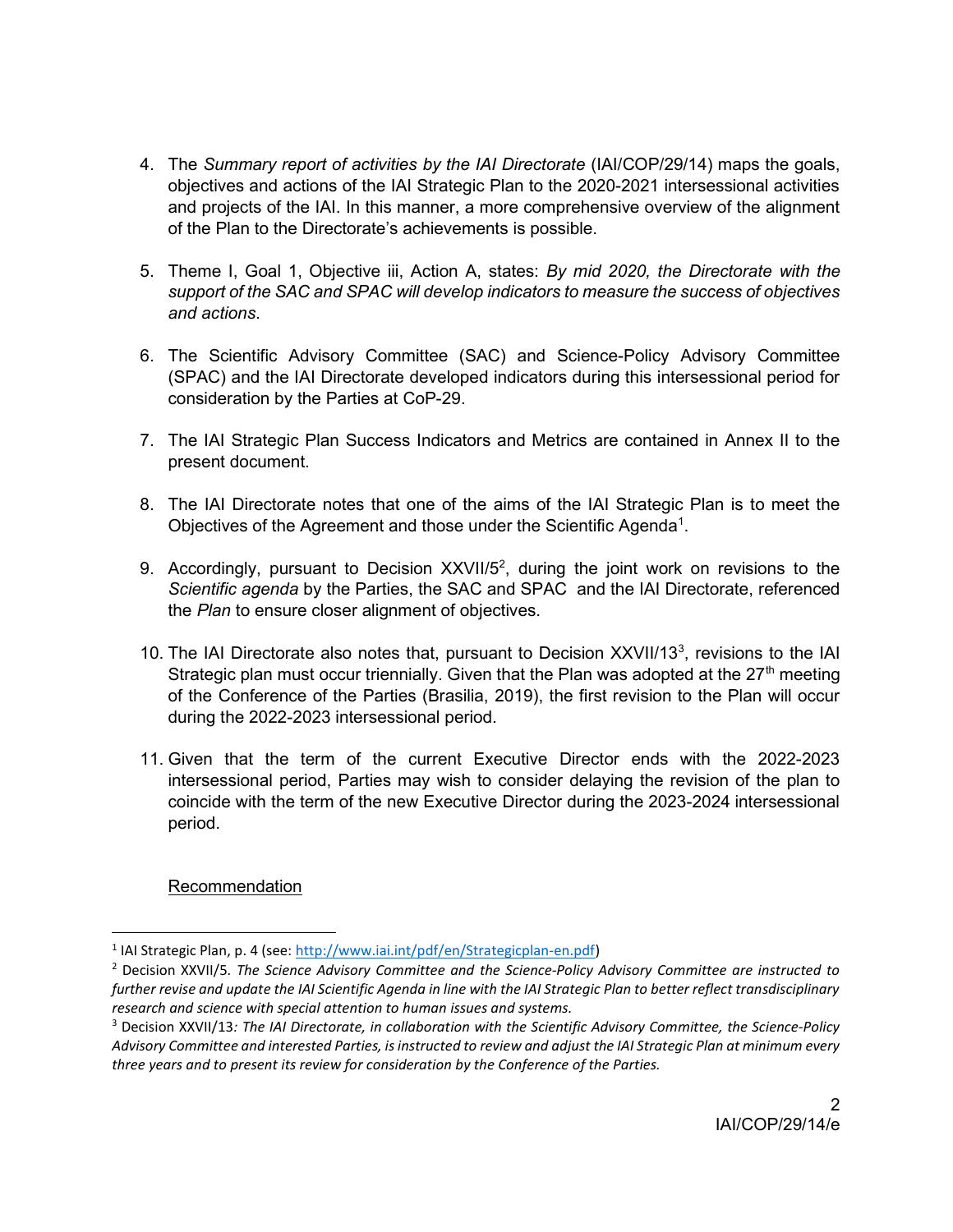4. The *Summary report of activities by the IAI Directorate* (IAI/COP/29/14) maps the goals, objectives and actions of the IAI Strategic Plan to the 2020-2021 intersessional activities and projects of the IAI. In this manner, a more comprehensive overview of the alignment of the Plan to the Directorate's achievements is possible.

5. Theme I, Goal 1, Objective iii, Action A, states: *By mid 2020, the Directorate with the support of the SAC and SPAC will develop indicators to measure the success of objectives and actions*.

6. The Scientific Advisory Committee (SAC) and Science-Policy Advisory Committee (SPAC) and the IAI Directorate developed indicators during this intersessional period for consideration by the Parties at CoP-29.

7. The IAI Strategic Plan Success Indicators and Metrics are contained in Annex II to the present document.

8. The IAI Directorate notes that one of the aims of the IAI Strategic Plan is to meet the Objectives of the Agreement and those under the Scientific Agenda[1].

9. Accordingly, pursuant to Decision XXVII/5[2], during the joint work on revisions to the *Scientific agenda* by the Parties, the SAC and SPAC and the IAI Directorate, referenced the *Plan* to ensure closer alignment of objectives.

10. The IAI Directorate also notes that, pursuant to Decision XXVII/13[3], revisions to the IAI Strategic plan must occur triennially. Given that the Plan was adopted at the 27th meeting of the Conference of the Parties (Brasilia, 2019), the first revision to the Plan will occur during the 2022-2023 intersessional period.

11. Given that the term of the current Executive Director ends with the 2022-2023 intersessional period, Parties may wish to consider delaying the revision of the plan to coincide with the term of the new Executive Director during the 2023-2024 intersessional period.

<u>Recommendation</u>

---

[1] IAI Strategic Plan, p. 4 (see: http://www.iai.int/pdf/en/Strategicplan-en.pdf)

[2] Decision XXVII/5. *The Science Advisory Committee and the Science-Policy Advisory Committee are instructed to further revise and update the IAI Scientific Agenda in line with the IAI Strategic Plan to better reflect transdisciplinary research and science with special attention to human issues and systems.*

[3] Decision XXVII/13*: The IAI Directorate, in collaboration with the Scientific Advisory Committee, the Science-Policy Advisory Committee and interested Parties, is instructed to review and adjust the IAI Strategic Plan at minimum every three years and to present its review for consideration by the Conference of the Parties.*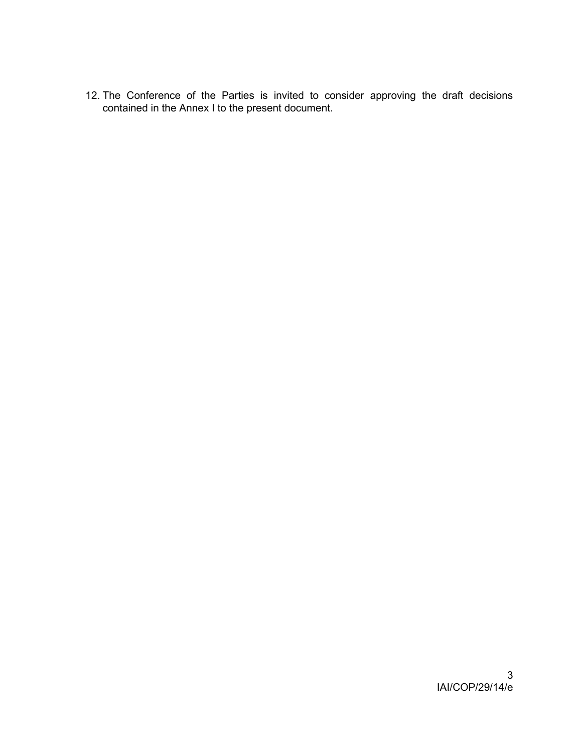12. The Conference of the Parties is invited to consider approving the draft decisions contained in the Annex I to the present document.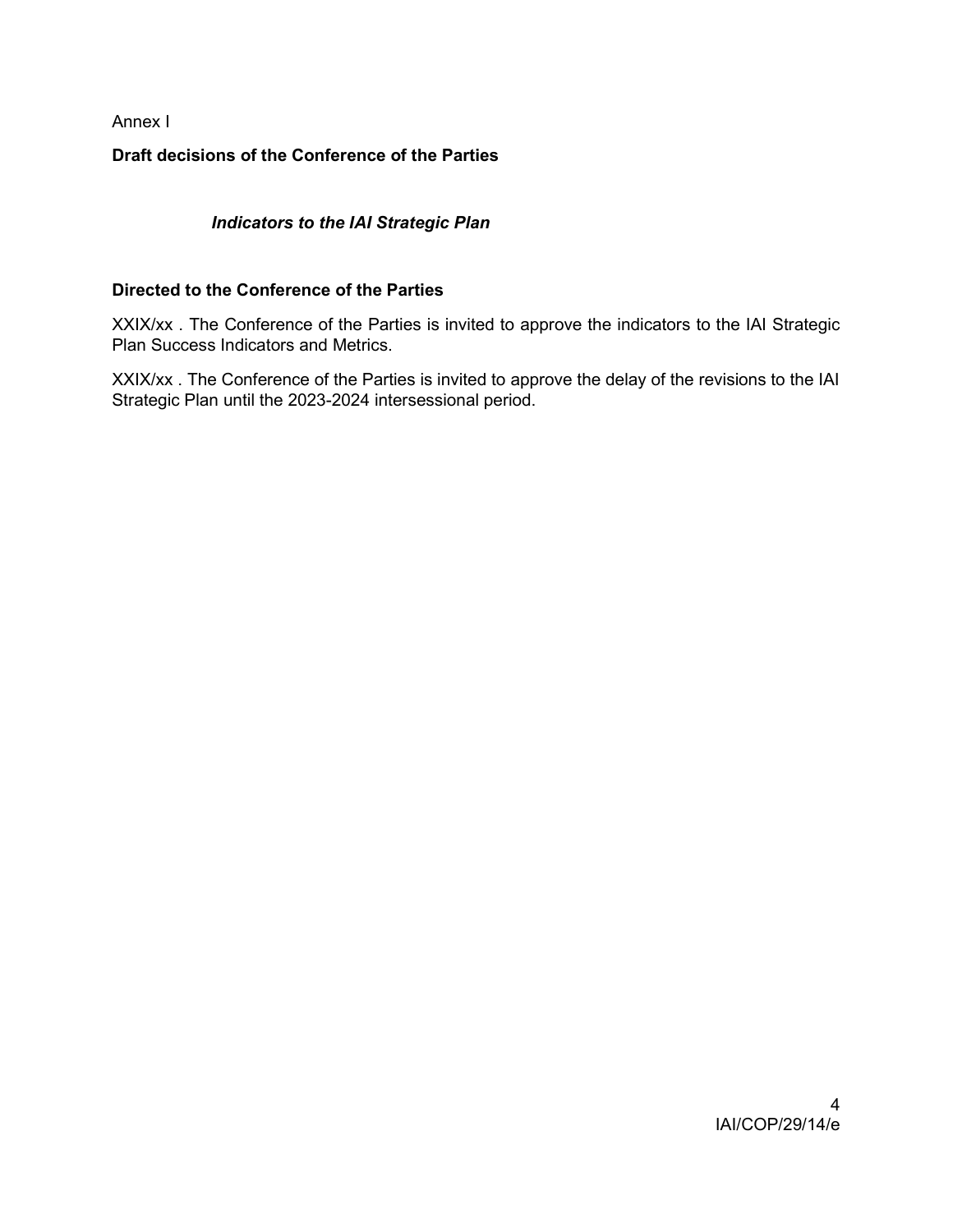Annex I

**Draft decisions of the Conference of the Parties**

***Indicators to the IAI Strategic Plan***

**Directed to the Conference of the Parties**

XXIX/xx . The Conference of the Parties is invited to approve the indicators to the IAI Strategic Plan Success Indicators and Metrics.

XXIX/xx . The Conference of the Parties is invited to approve the delay of the revisions to the IAI Strategic Plan until the 2023-2024 intersessional period.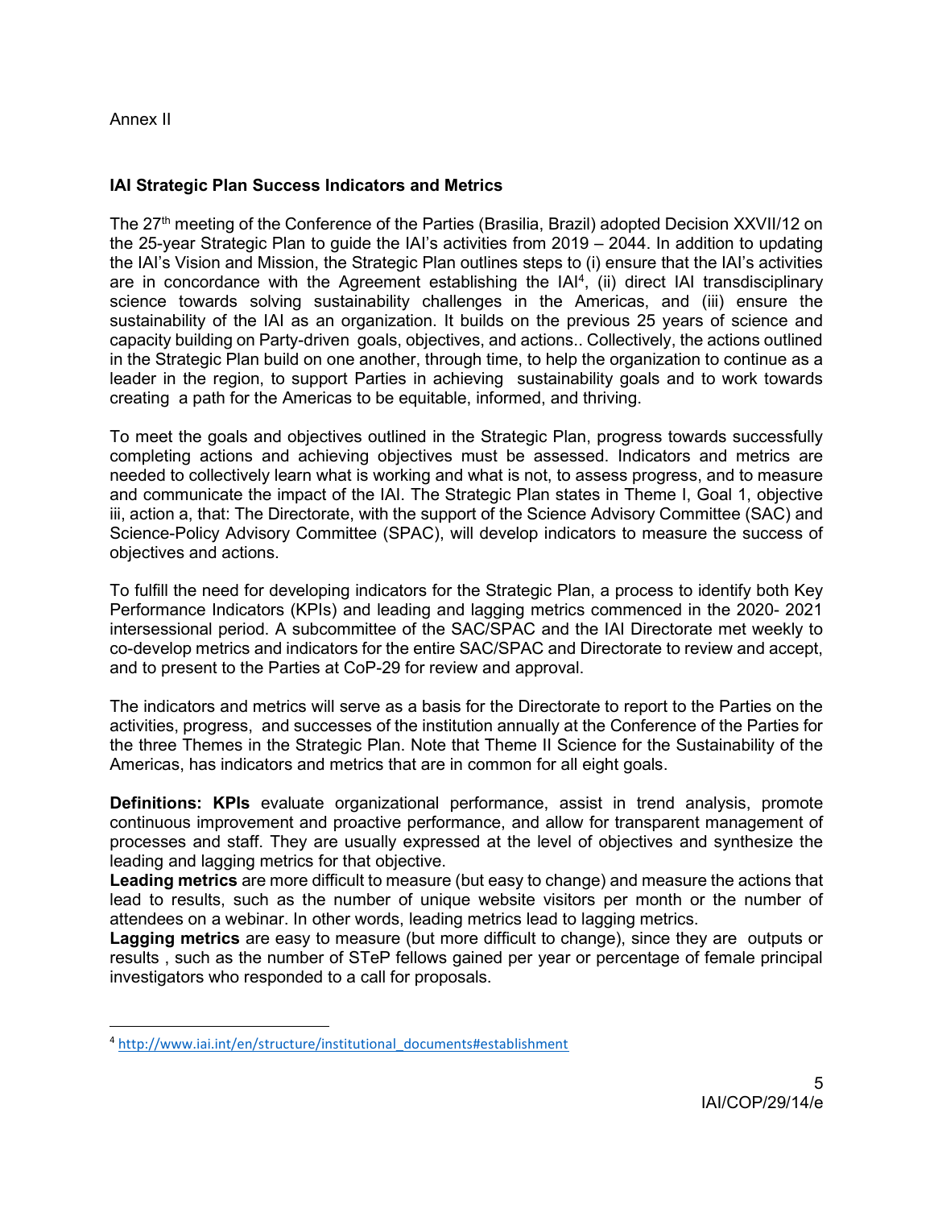Annex II

## IAI Strategic Plan Success Indicators and Metrics

The 27th meeting of the Conference of the Parties (Brasilia, Brazil) adopted Decision XXVII/12 on the 25-year Strategic Plan to guide the IAI's activities from 2019 – 2044. In addition to updating the IAI's Vision and Mission, the Strategic Plan outlines steps to (i) ensure that the IAI's activities are in concordance with the Agreement establishing the IAI[4], (ii) direct IAI transdisciplinary science towards solving sustainability challenges in the Americas, and (iii) ensure the sustainability of the IAI as an organization. It builds on the previous 25 years of science and capacity building on Party-driven goals, objectives, and actions.. Collectively, the actions outlined in the Strategic Plan build on one another, through time, to help the organization to continue as a leader in the region, to support Parties in achieving sustainability goals and to work towards creating a path for the Americas to be equitable, informed, and thriving.

To meet the goals and objectives outlined in the Strategic Plan, progress towards successfully completing actions and achieving objectives must be assessed. Indicators and metrics are needed to collectively learn what is working and what is not, to assess progress, and to measure and communicate the impact of the IAI. The Strategic Plan states in Theme I, Goal 1, objective iii, action a, that: The Directorate, with the support of the Science Advisory Committee (SAC) and Science-Policy Advisory Committee (SPAC), will develop indicators to measure the success of objectives and actions.

To fulfill the need for developing indicators for the Strategic Plan, a process to identify both Key Performance Indicators (KPIs) and leading and lagging metrics commenced in the 2020- 2021 intersessional period. A subcommittee of the SAC/SPAC and the IAI Directorate met weekly to co-develop metrics and indicators for the entire SAC/SPAC and Directorate to review and accept, and to present to the Parties at CoP-29 for review and approval.

The indicators and metrics will serve as a basis for the Directorate to report to the Parties on the activities, progress, and successes of the institution annually at the Conference of the Parties for the three Themes in the Strategic Plan. Note that Theme II Science for the Sustainability of the Americas, has indicators and metrics that are in common for all eight goals.

**Definitions: KPIs** evaluate organizational performance, assist in trend analysis, promote continuous improvement and proactive performance, and allow for transparent management of processes and staff. They are usually expressed at the level of objectives and synthesize the leading and lagging metrics for that objective.

**Leading metrics** are more difficult to measure (but easy to change) and measure the actions that lead to results, such as the number of unique website visitors per month or the number of attendees on a webinar. In other words, leading metrics lead to lagging metrics.

**Lagging metrics** are easy to measure (but more difficult to change), since they are outputs or results , such as the number of STeP fellows gained per year or percentage of female principal investigators who responded to a call for proposals.

[4] http://www.iai.int/en/structure/institutional_documents#establishment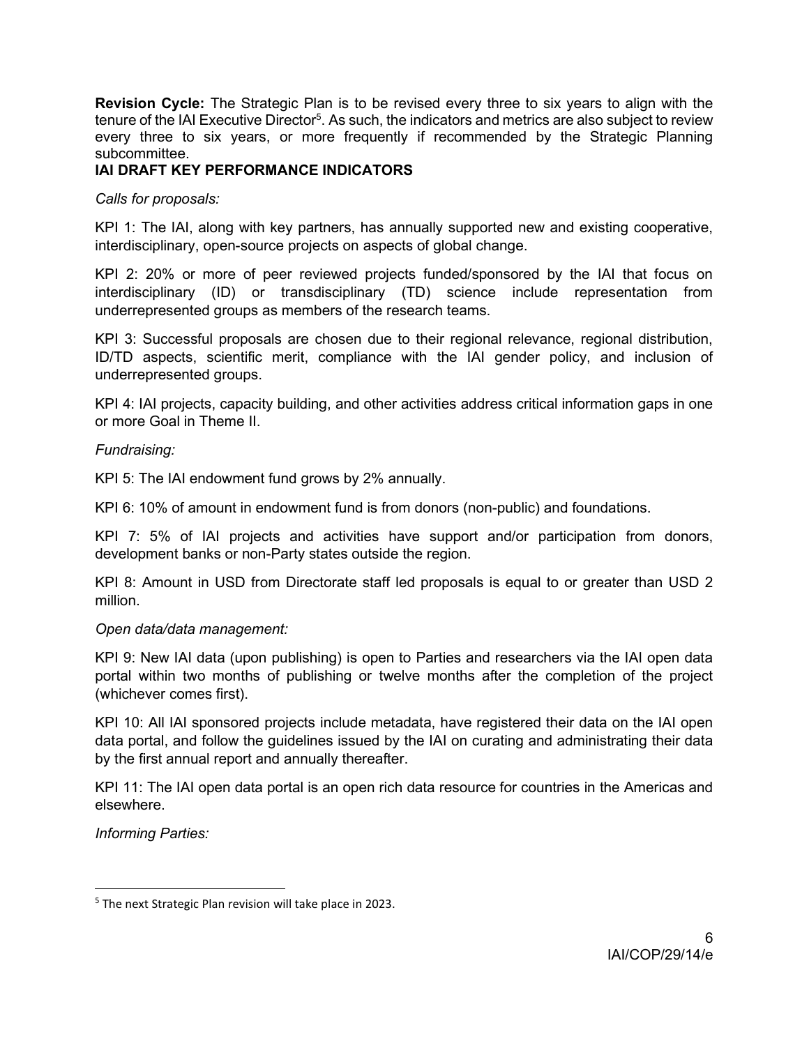**Revision Cycle:** The Strategic Plan is to be revised every three to six years to align with the tenure of the IAI Executive Director[5]. As such, the indicators and metrics are also subject to review every three to six years, or more frequently if recommended by the Strategic Planning subcommittee.

**IAI DRAFT KEY PERFORMANCE INDICATORS**

*Calls for proposals:*

KPI 1: The IAI, along with key partners, has annually supported new and existing cooperative, interdisciplinary, open-source projects on aspects of global change.

KPI 2: 20% or more of peer reviewed projects funded/sponsored by the IAI that focus on interdisciplinary (ID) or transdisciplinary (TD) science include representation from underrepresented groups as members of the research teams.

KPI 3: Successful proposals are chosen due to their regional relevance, regional distribution, ID/TD aspects, scientific merit, compliance with the IAI gender policy, and inclusion of underrepresented groups.

KPI 4: IAI projects, capacity building, and other activities address critical information gaps in one or more Goal in Theme II.

*Fundraising:*

KPI 5: The IAI endowment fund grows by 2% annually.

KPI 6: 10% of amount in endowment fund is from donors (non-public) and foundations.

KPI 7: 5% of IAI projects and activities have support and/or participation from donors, development banks or non-Party states outside the region.

KPI 8: Amount in USD from Directorate staff led proposals is equal to or greater than USD 2 million.

*Open data/data management:*

KPI 9: New IAI data (upon publishing) is open to Parties and researchers via the IAI open data portal within two months of publishing or twelve months after the completion of the project (whichever comes first).

KPI 10: All IAI sponsored projects include metadata, have registered their data on the IAI open data portal, and follow the guidelines issued by the IAI on curating and administrating their data by the first annual report and annually thereafter.

KPI 11: The IAI open data portal is an open rich data resource for countries in the Americas and elsewhere.

*Informing Parties:*

[5] The next Strategic Plan revision will take place in 2023.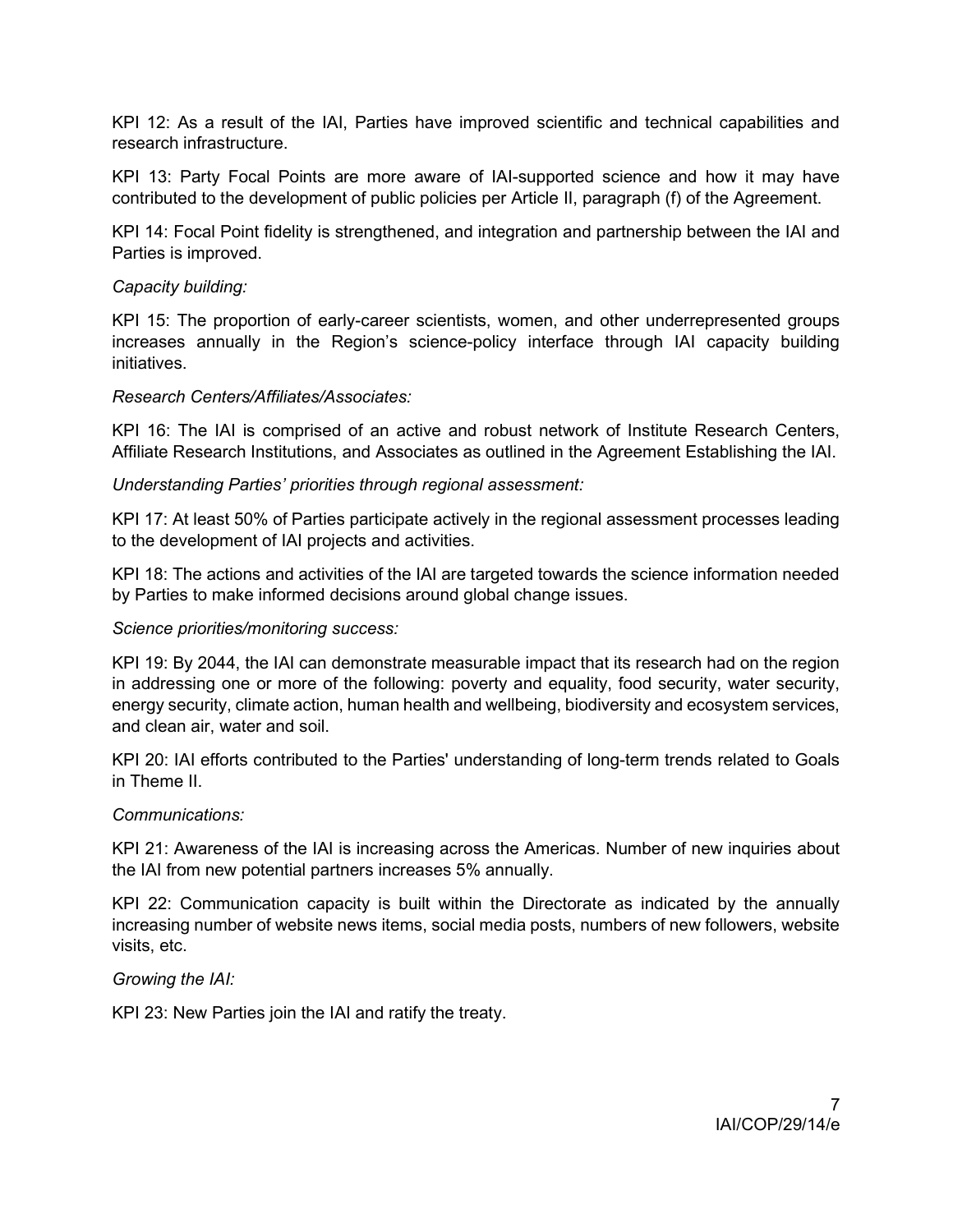KPI 12: As a result of the IAI, Parties have improved scientific and technical capabilities and research infrastructure.

KPI 13: Party Focal Points are more aware of IAI-supported science and how it may have contributed to the development of public policies per Article II, paragraph (f) of the Agreement.

KPI 14: Focal Point fidelity is strengthened, and integration and partnership between the IAI and Parties is improved.

*Capacity building:*

KPI 15: The proportion of early-career scientists, women, and other underrepresented groups increases annually in the Region's science-policy interface through IAI capacity building initiatives.

*Research Centers/Affiliates/Associates:*

KPI 16: The IAI is comprised of an active and robust network of Institute Research Centers, Affiliate Research Institutions, and Associates as outlined in the Agreement Establishing the IAI.

*Understanding Parties' priorities through regional assessment:*

KPI 17: At least 50% of Parties participate actively in the regional assessment processes leading to the development of IAI projects and activities.

KPI 18: The actions and activities of the IAI are targeted towards the science information needed by Parties to make informed decisions around global change issues.

*Science priorities/monitoring success:*

KPI 19: By 2044, the IAI can demonstrate measurable impact that its research had on the region in addressing one or more of the following: poverty and equality, food security, water security, energy security, climate action, human health and wellbeing, biodiversity and ecosystem services, and clean air, water and soil.

KPI 20: IAI efforts contributed to the Parties' understanding of long-term trends related to Goals in Theme II.

*Communications:*

KPI 21: Awareness of the IAI is increasing across the Americas. Number of new inquiries about the IAI from new potential partners increases 5% annually.

KPI 22: Communication capacity is built within the Directorate as indicated by the annually increasing number of website news items, social media posts, numbers of new followers, website visits, etc.

*Growing the IAI:*

KPI 23: New Parties join the IAI and ratify the treaty.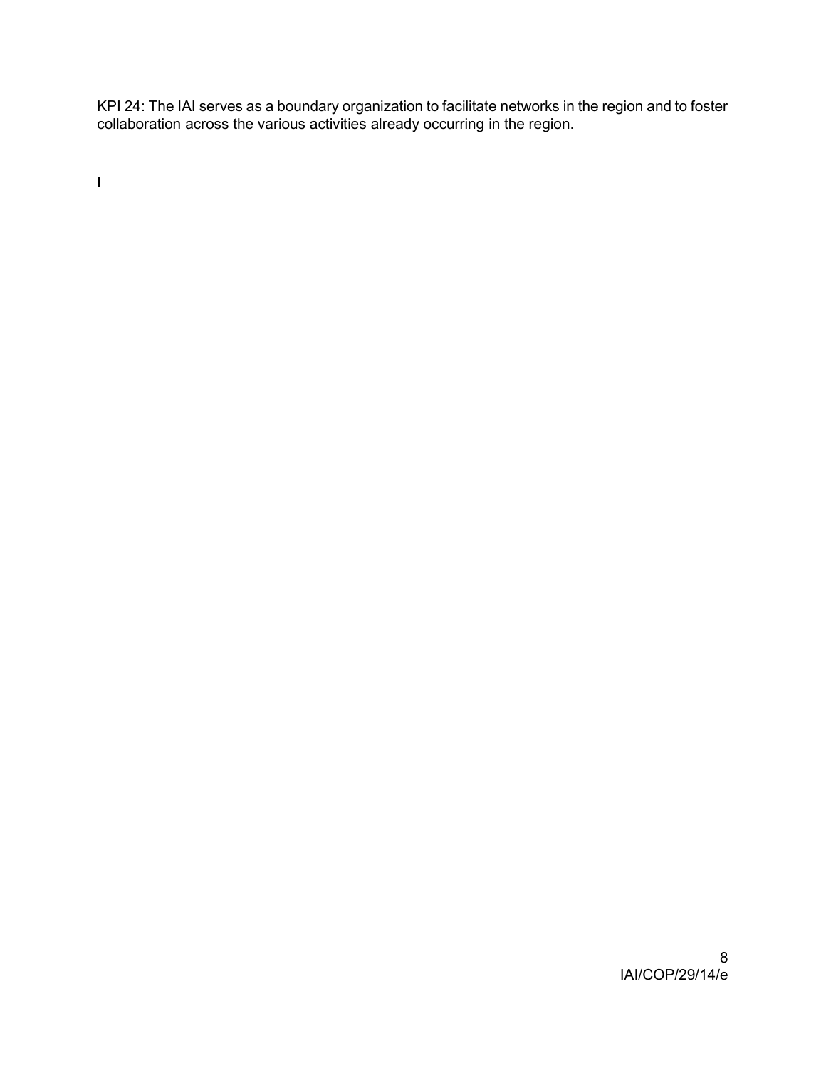KPI 24: The IAI serves as a boundary organization to facilitate networks in the region and to foster collaboration across the various activities already occurring in the region.

**I**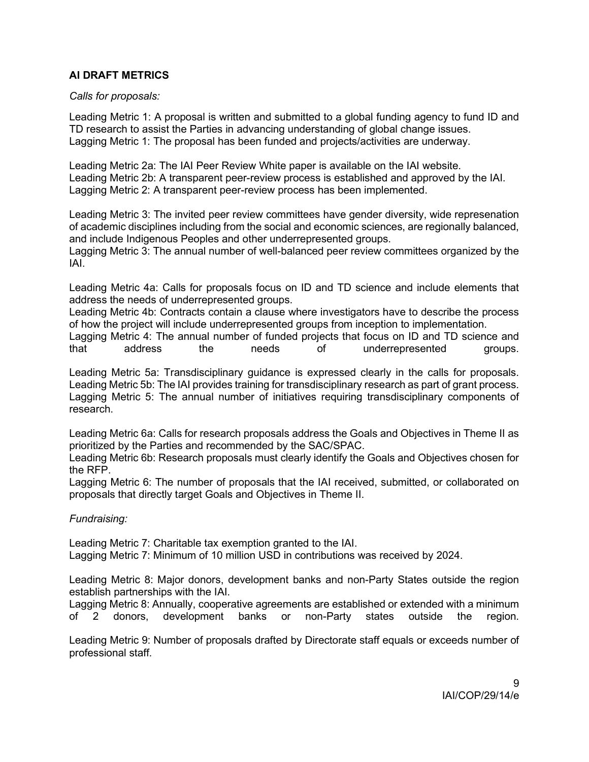**AI DRAFT METRICS**

*Calls for proposals:*

Leading Metric 1: A proposal is written and submitted to a global funding agency to fund ID and TD research to assist the Parties in advancing understanding of global change issues.
Lagging Metric 1: The proposal has been funded and projects/activities are underway.

Leading Metric 2a: The IAI Peer Review White paper is available on the IAI website.
Leading Metric 2b: A transparent peer-review process is established and approved by the IAI.
Lagging Metric 2: A transparent peer-review process has been implemented.

Leading Metric 3: The invited peer review committees have gender diversity, wide represenation of academic disciplines including from the social and economic sciences, are regionally balanced, and include Indigenous Peoples and other underrepresented groups.
Lagging Metric 3: The annual number of well-balanced peer review committees organized by the IAI.

Leading Metric 4a: Calls for proposals focus on ID and TD science and include elements that address the needs of underrepresented groups.
Leading Metric 4b: Contracts contain a clause where investigators have to describe the process of how the project will include underrepresented groups from inception to implementation.
Lagging Metric 4: The annual number of funded projects that focus on ID and TD science and that address the needs of underrepresented groups.

Leading Metric 5a: Transdisciplinary guidance is expressed clearly in the calls for proposals.
Leading Metric 5b: The IAI provides training for transdisciplinary research as part of grant process.
Lagging Metric 5: The annual number of initiatives requiring transdisciplinary components of research.

Leading Metric 6a: Calls for research proposals address the Goals and Objectives in Theme II as prioritized by the Parties and recommended by the SAC/SPAC.
Leading Metric 6b: Research proposals must clearly identify the Goals and Objectives chosen for the RFP.
Lagging Metric 6: The number of proposals that the IAI received, submitted, or collaborated on proposals that directly target Goals and Objectives in Theme II.

*Fundraising:*

Leading Metric 7: Charitable tax exemption granted to the IAI.
Lagging Metric 7: Minimum of 10 million USD in contributions was received by 2024.

Leading Metric 8: Major donors, development banks and non-Party States outside the region establish partnerships with the IAI.
Lagging Metric 8: Annually, cooperative agreements are established or extended with a minimum of 2 donors, development banks or non-Party states outside the region.

Leading Metric 9: Number of proposals drafted by Directorate staff equals or exceeds number of professional staff.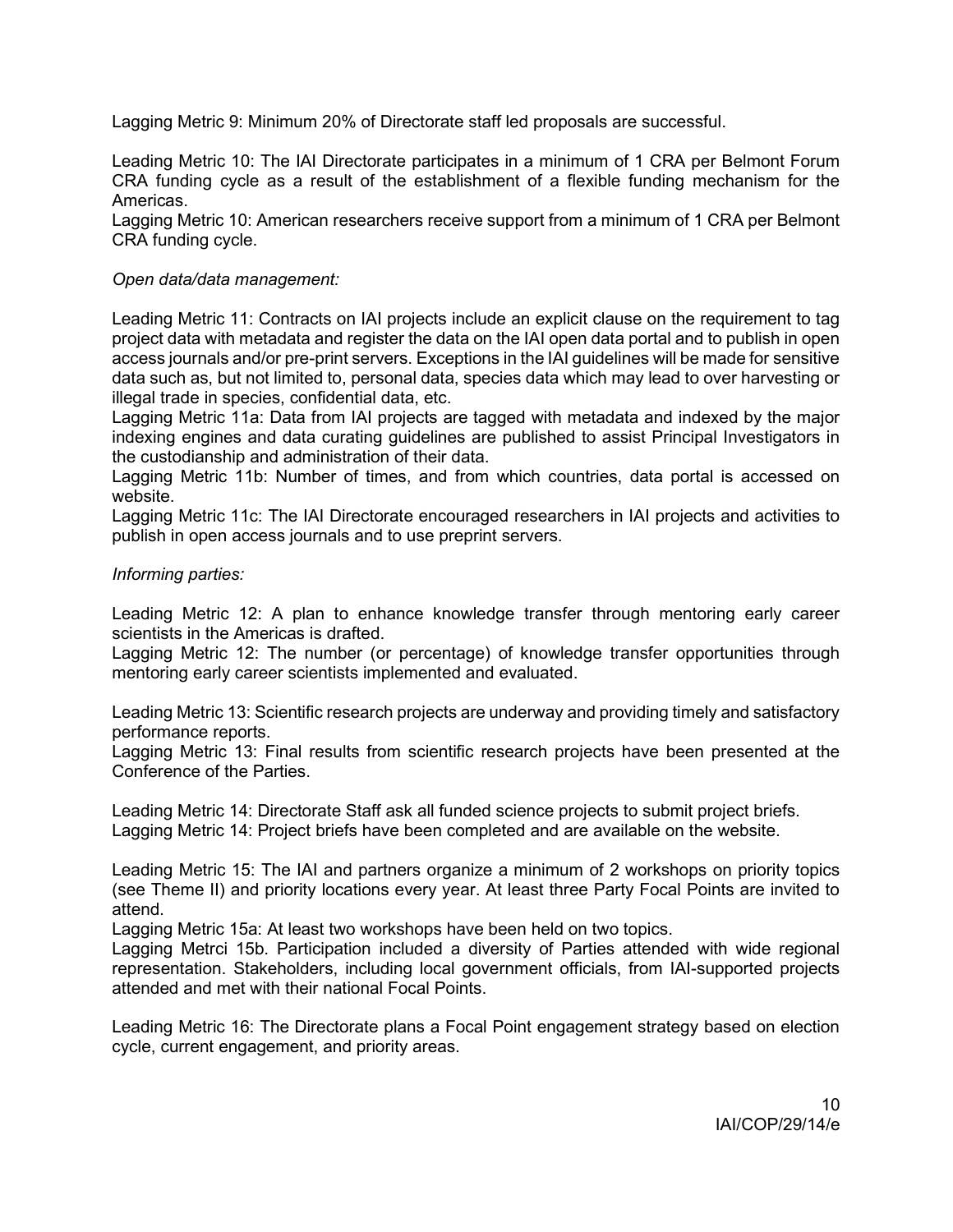Lagging Metric 9: Minimum 20% of Directorate staff led proposals are successful.

Leading Metric 10: The IAI Directorate participates in a minimum of 1 CRA per Belmont Forum CRA funding cycle as a result of the establishment of a flexible funding mechanism for the Americas.
Lagging Metric 10: American researchers receive support from a minimum of 1 CRA per Belmont CRA funding cycle.

*Open data/data management:*

Leading Metric 11: Contracts on IAI projects include an explicit clause on the requirement to tag project data with metadata and register the data on the IAI open data portal and to publish in open access journals and/or pre-print servers. Exceptions in the IAI guidelines will be made for sensitive data such as, but not limited to, personal data, species data which may lead to over harvesting or illegal trade in species, confidential data, etc.
Lagging Metric 11a: Data from IAI projects are tagged with metadata and indexed by the major indexing engines and data curating guidelines are published to assist Principal Investigators in the custodianship and administration of their data.
Lagging Metric 11b: Number of times, and from which countries, data portal is accessed on website.
Lagging Metric 11c: The IAI Directorate encouraged researchers in IAI projects and activities to publish in open access journals and to use preprint servers.

*Informing parties:*

Leading Metric 12: A plan to enhance knowledge transfer through mentoring early career scientists in the Americas is drafted.
Lagging Metric 12: The number (or percentage) of knowledge transfer opportunities through mentoring early career scientists implemented and evaluated.

Leading Metric 13: Scientific research projects are underway and providing timely and satisfactory performance reports.
Lagging Metric 13: Final results from scientific research projects have been presented at the Conference of the Parties.

Leading Metric 14: Directorate Staff ask all funded science projects to submit project briefs.
Lagging Metric 14: Project briefs have been completed and are available on the website.

Leading Metric 15: The IAI and partners organize a minimum of 2 workshops on priority topics (see Theme II) and priority locations every year. At least three Party Focal Points are invited to attend.
Lagging Metric 15a: At least two workshops have been held on two topics.
Lagging Metrci 15b. Participation included a diversity of Parties attended with wide regional representation. Stakeholders, including local government officials, from IAI-supported projects attended and met with their national Focal Points.

Leading Metric 16: The Directorate plans a Focal Point engagement strategy based on election cycle, current engagement, and priority areas.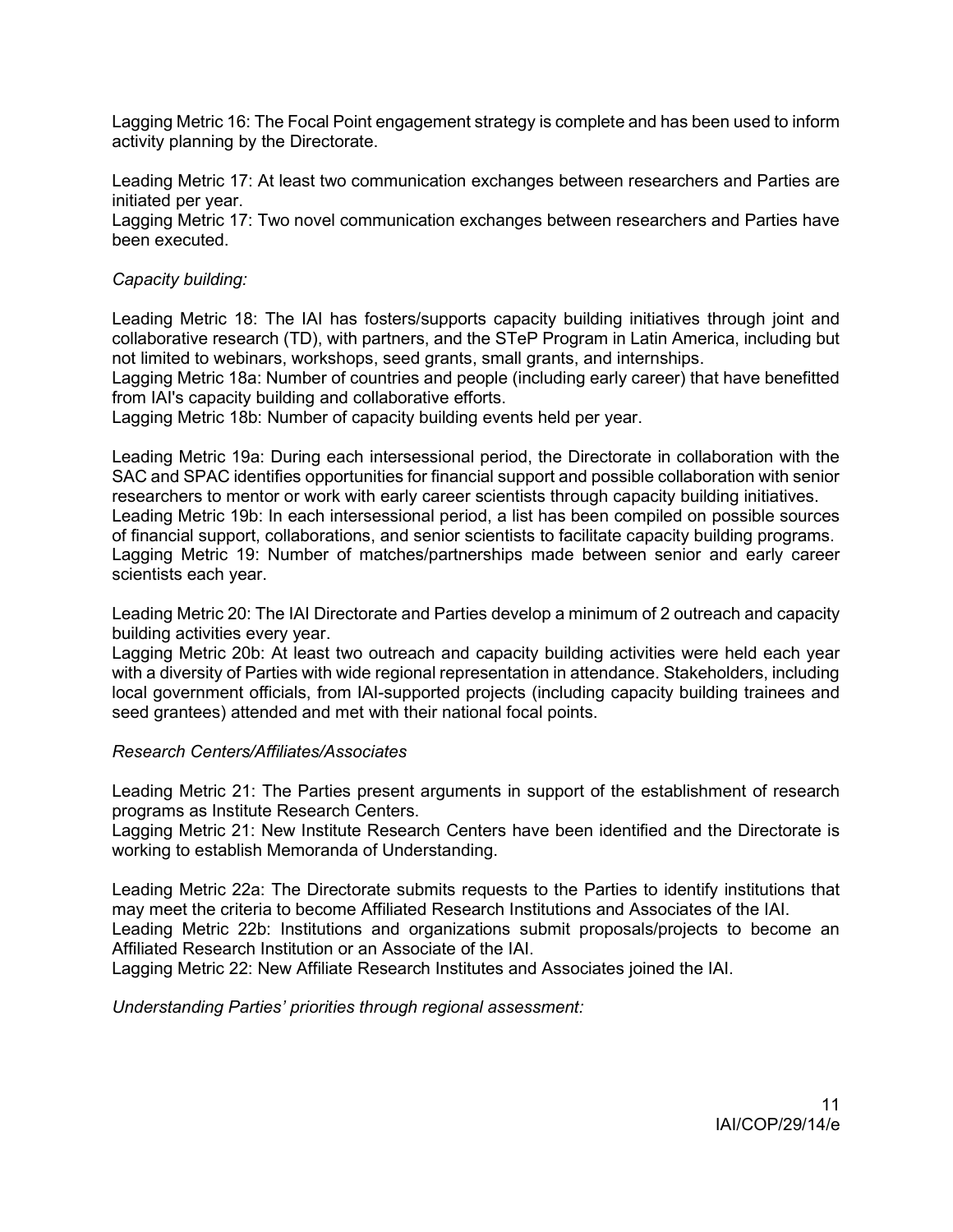Lagging Metric 16: The Focal Point engagement strategy is complete and has been used to inform activity planning by the Directorate.

Leading Metric 17: At least two communication exchanges between researchers and Parties are initiated per year.
Lagging Metric 17: Two novel communication exchanges between researchers and Parties have been executed.

*Capacity building:*

Leading Metric 18: The IAI has fosters/supports capacity building initiatives through joint and collaborative research (TD), with partners, and the STeP Program in Latin America, including but not limited to webinars, workshops, seed grants, small grants, and internships.
Lagging Metric 18a: Number of countries and people (including early career) that have benefitted from IAI's capacity building and collaborative efforts.
Lagging Metric 18b: Number of capacity building events held per year.

Leading Metric 19a: During each intersessional period, the Directorate in collaboration with the SAC and SPAC identifies opportunities for financial support and possible collaboration with senior researchers to mentor or work with early career scientists through capacity building initiatives.
Leading Metric 19b: In each intersessional period, a list has been compiled on possible sources of financial support, collaborations, and senior scientists to facilitate capacity building programs.
Lagging Metric 19: Number of matches/partnerships made between senior and early career scientists each year.

Leading Metric 20: The IAI Directorate and Parties develop a minimum of 2 outreach and capacity building activities every year.
Lagging Metric 20b: At least two outreach and capacity building activities were held each year with a diversity of Parties with wide regional representation in attendance. Stakeholders, including local government officials, from IAI-supported projects (including capacity building trainees and seed grantees) attended and met with their national focal points.

*Research Centers/Affiliates/Associates*

Leading Metric 21: The Parties present arguments in support of the establishment of research programs as Institute Research Centers.
Lagging Metric 21: New Institute Research Centers have been identified and the Directorate is working to establish Memoranda of Understanding.

Leading Metric 22a: The Directorate submits requests to the Parties to identify institutions that may meet the criteria to become Affiliated Research Institutions and Associates of the IAI.
Leading Metric 22b: Institutions and organizations submit proposals/projects to become an Affiliated Research Institution or an Associate of the IAI.
Lagging Metric 22: New Affiliate Research Institutes and Associates joined the IAI.

*Understanding Parties' priorities through regional assessment:*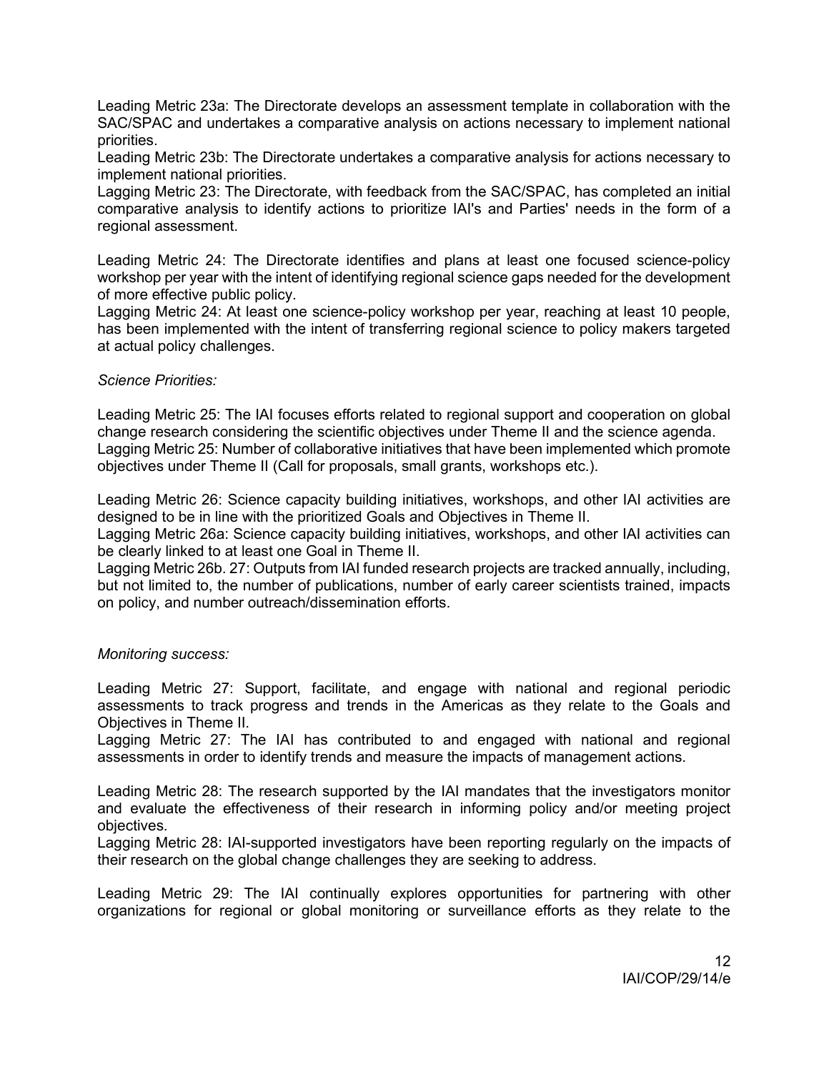Leading Metric 23a: The Directorate develops an assessment template in collaboration with the SAC/SPAC and undertakes a comparative analysis on actions necessary to implement national priorities.
Leading Metric 23b: The Directorate undertakes a comparative analysis for actions necessary to implement national priorities.
Lagging Metric 23: The Directorate, with feedback from the SAC/SPAC, has completed an initial comparative analysis to identify actions to prioritize IAI's and Parties' needs in the form of a regional assessment.

Leading Metric 24: The Directorate identifies and plans at least one focused science-policy workshop per year with the intent of identifying regional science gaps needed for the development of more effective public policy.
Lagging Metric 24: At least one science-policy workshop per year, reaching at least 10 people, has been implemented with the intent of transferring regional science to policy makers targeted at actual policy challenges.

*Science Priorities:*

Leading Metric 25: The IAI focuses efforts related to regional support and cooperation on global change research considering the scientific objectives under Theme II and the science agenda.
Lagging Metric 25: Number of collaborative initiatives that have been implemented which promote objectives under Theme II (Call for proposals, small grants, workshops etc.).

Leading Metric 26: Science capacity building initiatives, workshops, and other IAI activities are designed to be in line with the prioritized Goals and Objectives in Theme II.
Lagging Metric 26a: Science capacity building initiatives, workshops, and other IAI activities can be clearly linked to at least one Goal in Theme II.
Lagging Metric 26b. 27: Outputs from IAI funded research projects are tracked annually, including, but not limited to, the number of publications, number of early career scientists trained, impacts on policy, and number outreach/dissemination efforts.

*Monitoring success:*

Leading Metric 27: Support, facilitate, and engage with national and regional periodic assessments to track progress and trends in the Americas as they relate to the Goals and Objectives in Theme II.
Lagging Metric 27: The IAI has contributed to and engaged with national and regional assessments in order to identify trends and measure the impacts of management actions.

Leading Metric 28: The research supported by the IAI mandates that the investigators monitor and evaluate the effectiveness of their research in informing policy and/or meeting project objectives.
Lagging Metric 28: IAI-supported investigators have been reporting regularly on the impacts of their research on the global change challenges they are seeking to address.

Leading Metric 29: The IAI continually explores opportunities for partnering with other organizations for regional or global monitoring or surveillance efforts as they relate to the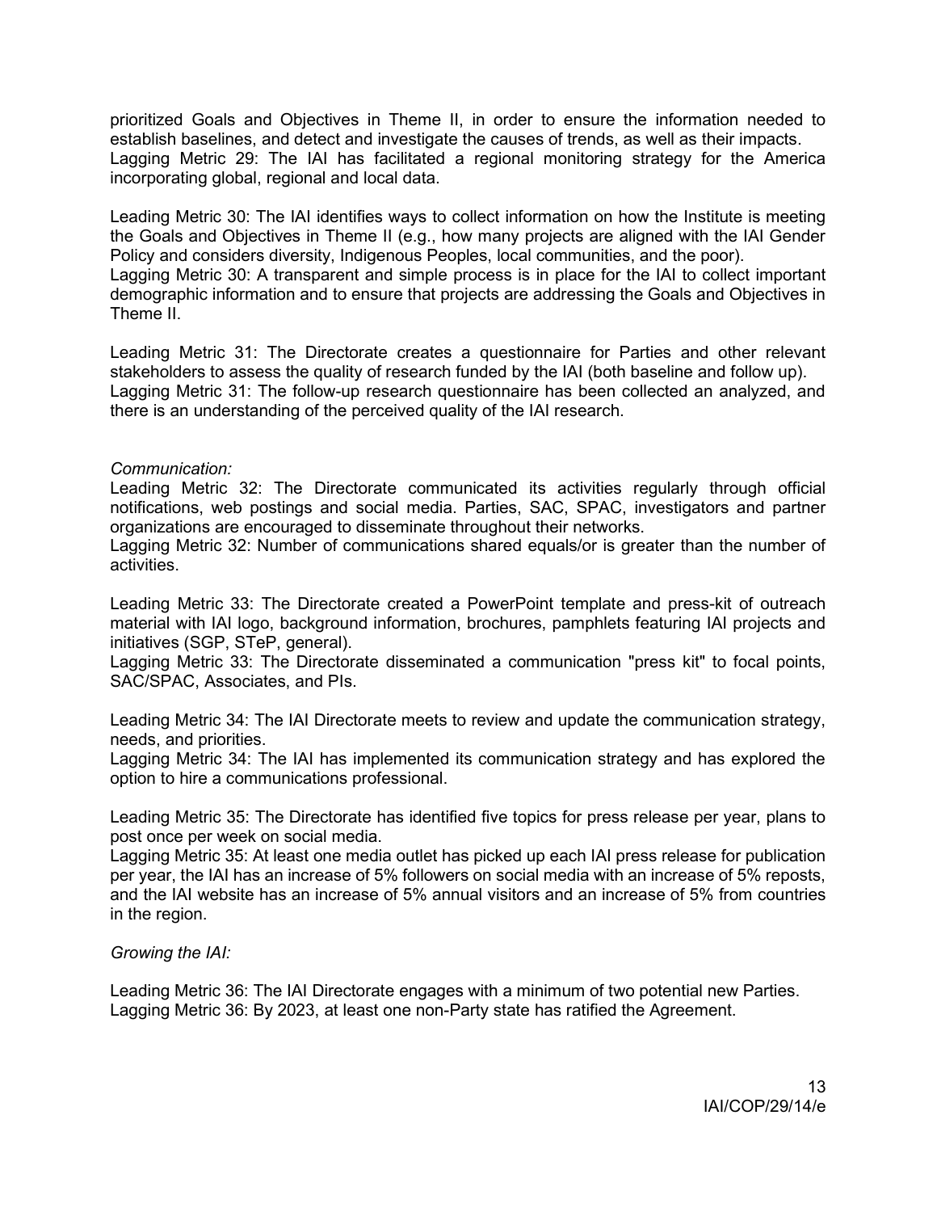prioritized Goals and Objectives in Theme II, in order to ensure the information needed to establish baselines, and detect and investigate the causes of trends, as well as their impacts.
Lagging Metric 29: The IAI has facilitated a regional monitoring strategy for the America incorporating global, regional and local data.

Leading Metric 30: The IAI identifies ways to collect information on how the Institute is meeting the Goals and Objectives in Theme II (e.g., how many projects are aligned with the IAI Gender Policy and considers diversity, Indigenous Peoples, local communities, and the poor).
Lagging Metric 30: A transparent and simple process is in place for the IAI to collect important demographic information and to ensure that projects are addressing the Goals and Objectives in Theme II.

Leading Metric 31: The Directorate creates a questionnaire for Parties and other relevant stakeholders to assess the quality of research funded by the IAI (both baseline and follow up).
Lagging Metric 31: The follow-up research questionnaire has been collected an analyzed, and there is an understanding of the perceived quality of the IAI research.

*Communication:*

Leading Metric 32: The Directorate communicated its activities regularly through official notifications, web postings and social media. Parties, SAC, SPAC, investigators and partner organizations are encouraged to disseminate throughout their networks.
Lagging Metric 32: Number of communications shared equals/or is greater than the number of activities.

Leading Metric 33: The Directorate created a PowerPoint template and press-kit of outreach material with IAI logo, background information, brochures, pamphlets featuring IAI projects and initiatives (SGP, STeP, general).
Lagging Metric 33: The Directorate disseminated a communication "press kit" to focal points, SAC/SPAC, Associates, and PIs.

Leading Metric 34: The IAI Directorate meets to review and update the communication strategy, needs, and priorities.
Lagging Metric 34: The IAI has implemented its communication strategy and has explored the option to hire a communications professional.

Leading Metric 35: The Directorate has identified five topics for press release per year, plans to post once per week on social media.
Lagging Metric 35: At least one media outlet has picked up each IAI press release for publication per year, the IAI has an increase of 5% followers on social media with an increase of 5% reposts, and the IAI website has an increase of 5% annual visitors and an increase of 5% from countries in the region.

*Growing the IAI:*

Leading Metric 36: The IAI Directorate engages with a minimum of two potential new Parties.
Lagging Metric 36: By 2023, at least one non-Party state has ratified the Agreement.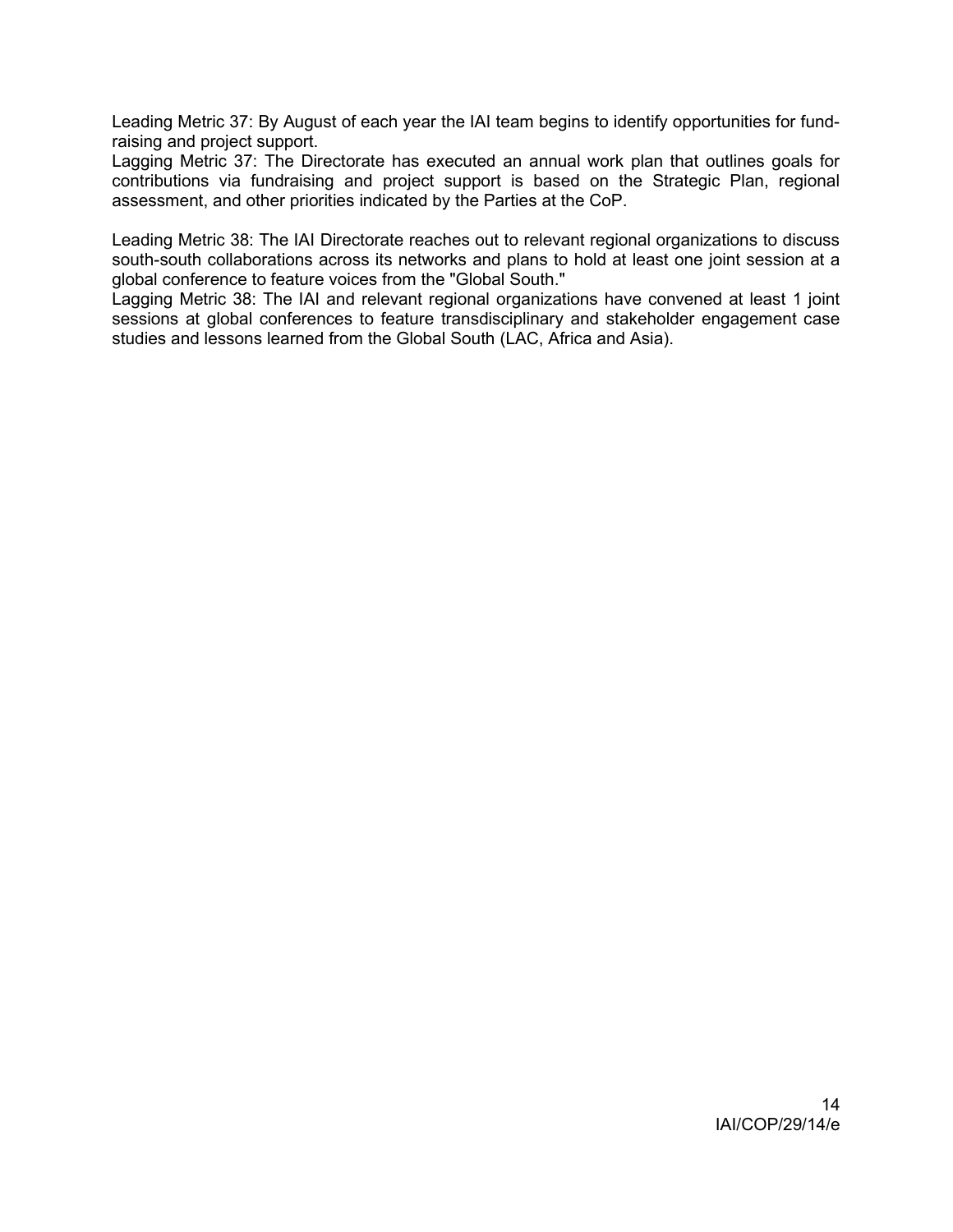Leading Metric 37: By August of each year the IAI team begins to identify opportunities for fund-raising and project support.
Lagging Metric 37: The Directorate has executed an annual work plan that outlines goals for contributions via fundraising and project support is based on the Strategic Plan, regional assessment, and other priorities indicated by the Parties at the CoP.

Leading Metric 38: The IAI Directorate reaches out to relevant regional organizations to discuss south-south collaborations across its networks and plans to hold at least one joint session at a global conference to feature voices from the "Global South."
Lagging Metric 38: The IAI and relevant regional organizations have convened at least 1 joint sessions at global conferences to feature transdisciplinary and stakeholder engagement case studies and lessons learned from the Global South (LAC, Africa and Asia).